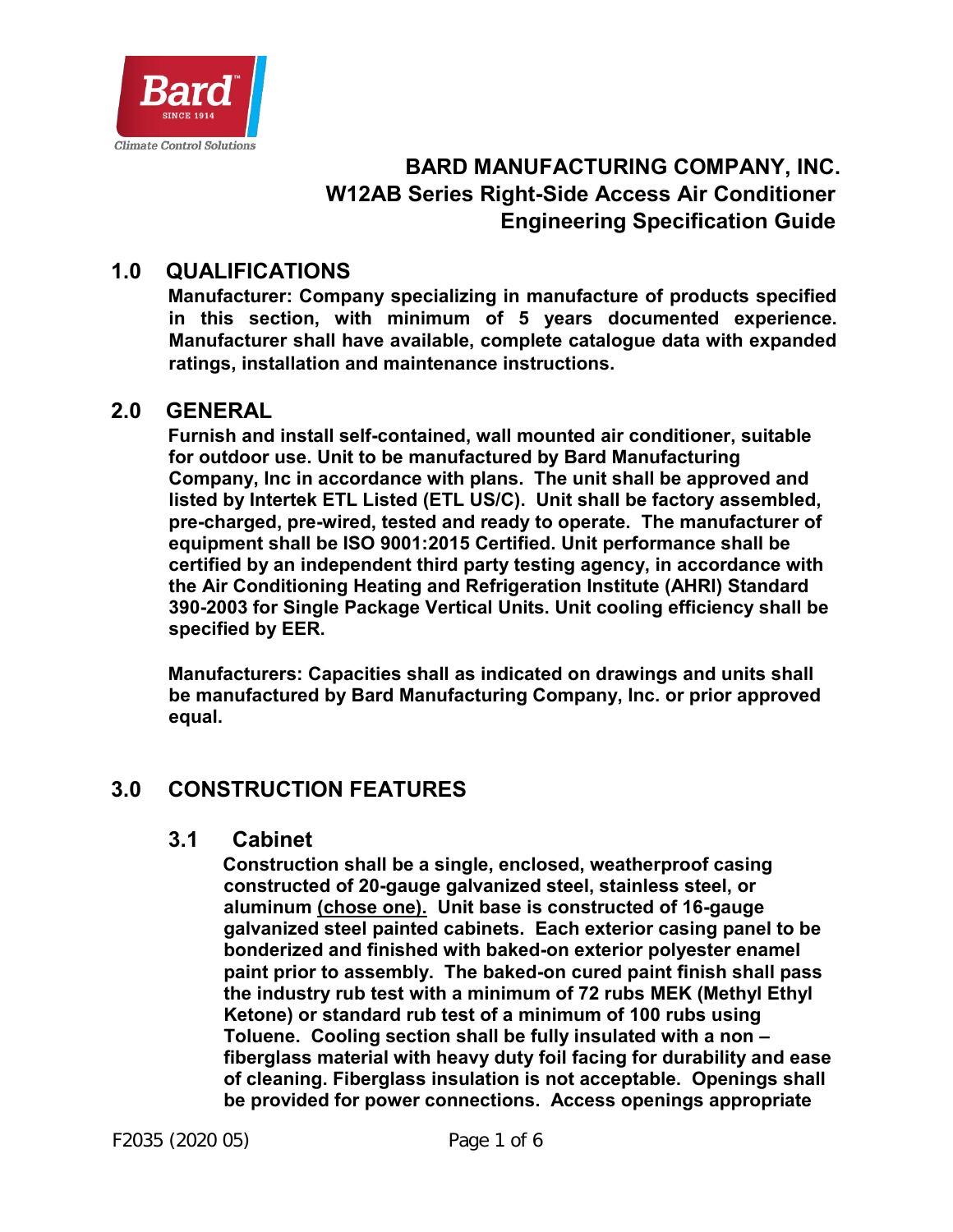# BARD MANUFACTURING COMPANY, INC.
# W12AB Series Right-Side Access Air Conditioner
# Engineering Specification Guide

## 1.0 QUALIFICATIONS

**Manufacturer: Company specializing in manufacture of products specified in this section, with minimum of 5 years documented experience. Manufacturer shall have available, complete catalogue data with expanded ratings, installation and maintenance instructions.**

## 2.0 GENERAL

**Furnish and install self-contained, wall mounted air conditioner, suitable for outdoor use. Unit to be manufactured by Bard Manufacturing Company, Inc in accordance with plans. The unit shall be approved and listed by Intertek ETL Listed (ETL US/C). Unit shall be factory assembled, pre-charged, pre-wired, tested and ready to operate. The manufacturer of equipment shall be ISO 9001:2015 Certified. Unit performance shall be certified by an independent third party testing agency, in accordance with the Air Conditioning Heating and Refrigeration Institute (AHRI) Standard 390-2003 for Single Package Vertical Units. Unit cooling efficiency shall be specified by EER.**

**Manufacturers: Capacities shall as indicated on drawings and units shall be manufactured by Bard Manufacturing Company, Inc. or prior approved equal.**

## 3.0 CONSTRUCTION FEATURES

### 3.1 Cabinet

**Construction shall be a single, enclosed, weatherproof casing constructed of 20-gauge galvanized steel, stainless steel, or aluminum <u>(chose one).</u> Unit base is constructed of 16-gauge galvanized steel painted cabinets. Each exterior casing panel to be bonderized and finished with baked-on exterior polyester enamel paint prior to assembly. The baked-on cured paint finish shall pass the industry rub test with a minimum of 72 rubs MEK (Methyl Ethyl Ketone) or standard rub test of a minimum of 100 rubs using Toluene. Cooling section shall be fully insulated with a non – fiberglass material with heavy duty foil facing for durability and ease of cleaning. Fiberglass insulation is not acceptable. Openings shall be provided for power connections. Access openings appropriate**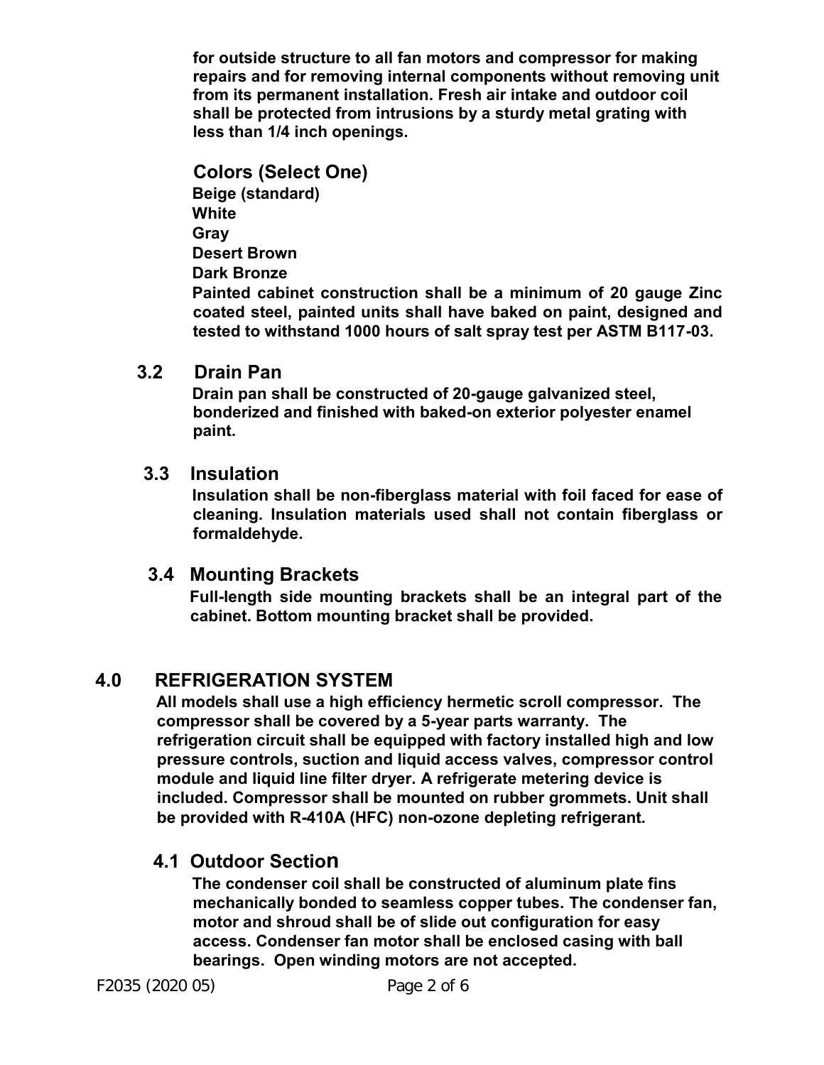**for outside structure to all fan motors and compressor for making repairs and for removing internal components without removing unit from its permanent installation. Fresh air intake and outdoor coil shall be protected from intrusions by a sturdy metal grating with less than 1/4 inch openings.**

### Colors (Select One)

**Beige (standard)**
**White**
**Gray**
**Desert Brown**
**Dark Bronze**

**Painted cabinet construction shall be a minimum of 20 gauge Zinc coated steel, painted units shall have baked on paint, designed and tested to withstand 1000 hours of salt spray test per ASTM B117-03.**

### 3.2 Drain Pan

**Drain pan shall be constructed of 20-gauge galvanized steel, bonderized and finished with baked-on exterior polyester enamel paint.**

### 3.3 Insulation

**Insulation shall be non-fiberglass material with foil faced for ease of cleaning. Insulation materials used shall not contain fiberglass or formaldehyde.**

### 3.4 Mounting Brackets

**Full-length side mounting brackets shall be an integral part of the cabinet. Bottom mounting bracket shall be provided.**

## 4.0 REFRIGERATION SYSTEM

**All models shall use a high efficiency hermetic scroll compressor. The compressor shall be covered by a 5-year parts warranty. The refrigeration circuit shall be equipped with factory installed high and low pressure controls, suction and liquid access valves, compressor control module and liquid line filter dryer. A refrigerate metering device is included. Compressor shall be mounted on rubber grommets. Unit shall be provided with R-410A (HFC) non-ozone depleting refrigerant.**

### 4.1 Outdoor Section

**The condenser coil shall be constructed of aluminum plate fins mechanically bonded to seamless copper tubes. The condenser fan, motor and shroud shall be of slide out configuration for easy access. Condenser fan motor shall be enclosed casing with ball bearings. Open winding motors are not accepted.**

F2035 (2020 05)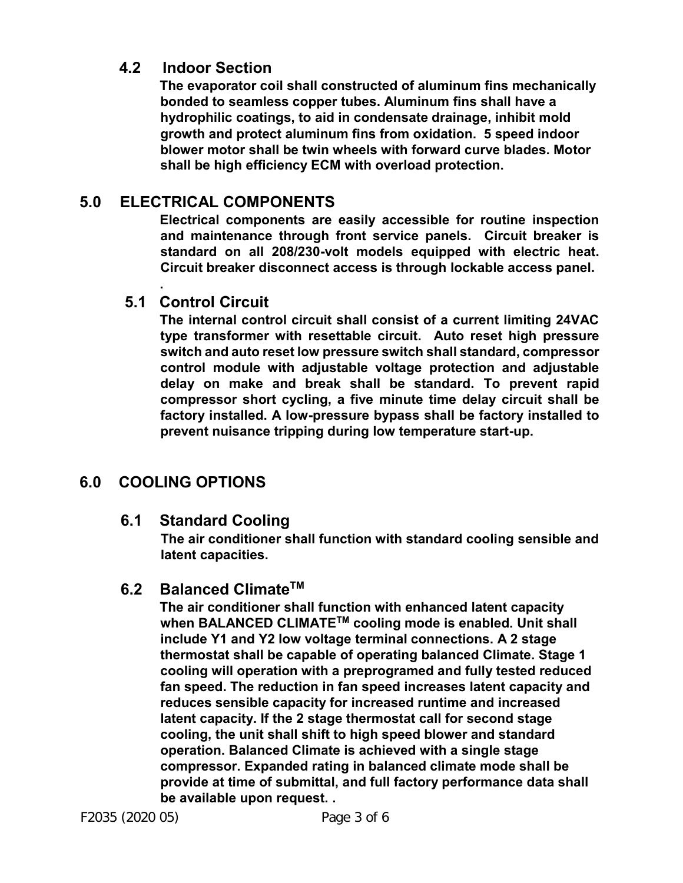### 4.2 Indoor Section

**The evaporator coil shall constructed of aluminum fins mechanically bonded to seamless copper tubes. Aluminum fins shall have a hydrophilic coatings, to aid in condensate drainage, inhibit mold growth and protect aluminum fins from oxidation. 5 speed indoor blower motor shall be twin wheels with forward curve blades. Motor shall be high efficiency ECM with overload protection.**

## 5.0 ELECTRICAL COMPONENTS

**Electrical components are easily accessible for routine inspection and maintenance through front service panels. Circuit breaker is standard on all 208/230-volt models equipped with electric heat. Circuit breaker disconnect access is through lockable access panel.**

**.**

### 5.1 Control Circuit

**The internal control circuit shall consist of a current limiting 24VAC type transformer with resettable circuit. Auto reset high pressure switch and auto reset low pressure switch shall standard, compressor control module with adjustable voltage protection and adjustable delay on make and break shall be standard. To prevent rapid compressor short cycling, a five minute time delay circuit shall be factory installed. A low-pressure bypass shall be factory installed to prevent nuisance tripping during low temperature start-up.**

## 6.0 COOLING OPTIONS

### 6.1 Standard Cooling

**The air conditioner shall function with standard cooling sensible and latent capacities.**

### 6.2 Balanced Climate™

**The air conditioner shall function with enhanced latent capacity when BALANCED CLIMATE™ cooling mode is enabled. Unit shall include Y1 and Y2 low voltage terminal connections. A 2 stage thermostat shall be capable of operating balanced Climate. Stage 1 cooling will operation with a preprogramed and fully tested reduced fan speed. The reduction in fan speed increases latent capacity and reduces sensible capacity for increased runtime and increased latent capacity. If the 2 stage thermostat call for second stage cooling, the unit shall shift to high speed blower and standard operation. Balanced Climate is achieved with a single stage compressor. Expanded rating in balanced climate mode shall be provide at time of submittal, and full factory performance data shall be available upon request. .**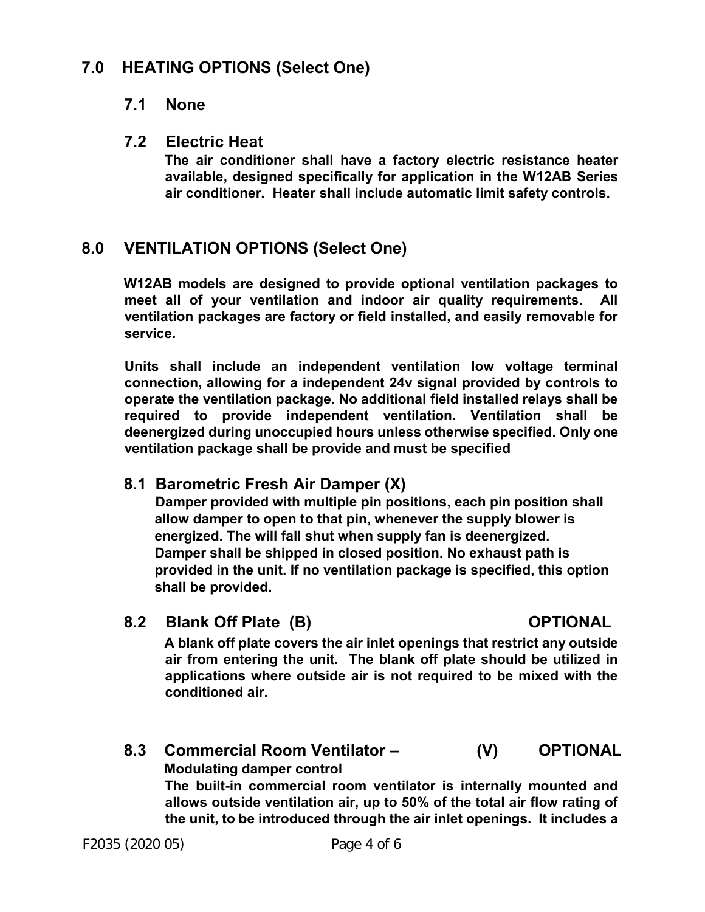## 7.0 HEATING OPTIONS (Select One)

### 7.1 None

### 7.2 Electric Heat

**The air conditioner shall have a factory electric resistance heater available, designed specifically for application in the W12AB Series air conditioner. Heater shall include automatic limit safety controls.**

## 8.0 VENTILATION OPTIONS (Select One)

**W12AB models are designed to provide optional ventilation packages to meet all of your ventilation and indoor air quality requirements. All ventilation packages are factory or field installed, and easily removable for service.**

**Units shall include an independent ventilation low voltage terminal connection, allowing for a independent 24v signal provided by controls to operate the ventilation package. No additional field installed relays shall be required to provide independent ventilation. Ventilation shall be deenergized during unoccupied hours unless otherwise specified. Only one ventilation package shall be provide and must be specified**

### 8.1 Barometric Fresh Air Damper (X)

**Damper provided with multiple pin positions, each pin position shall allow damper to open to that pin, whenever the supply blower is energized. The will fall shut when supply fan is deenergized. Damper shall be shipped in closed position. No exhaust path is provided in the unit. If no ventilation package is specified, this option shall be provided.**

### 8.2 Blank Off Plate (B) OPTIONAL

**A blank off plate covers the air inlet openings that restrict any outside air from entering the unit. The blank off plate should be utilized in applications where outside air is not required to be mixed with the conditioned air.**

### 8.3 Commercial Room Ventilator – (V) OPTIONAL

**Modulating damper control**

**The built-in commercial room ventilator is internally mounted and allows outside ventilation air, up to 50% of the total air flow rating of the unit, to be introduced through the air inlet openings. It includes a**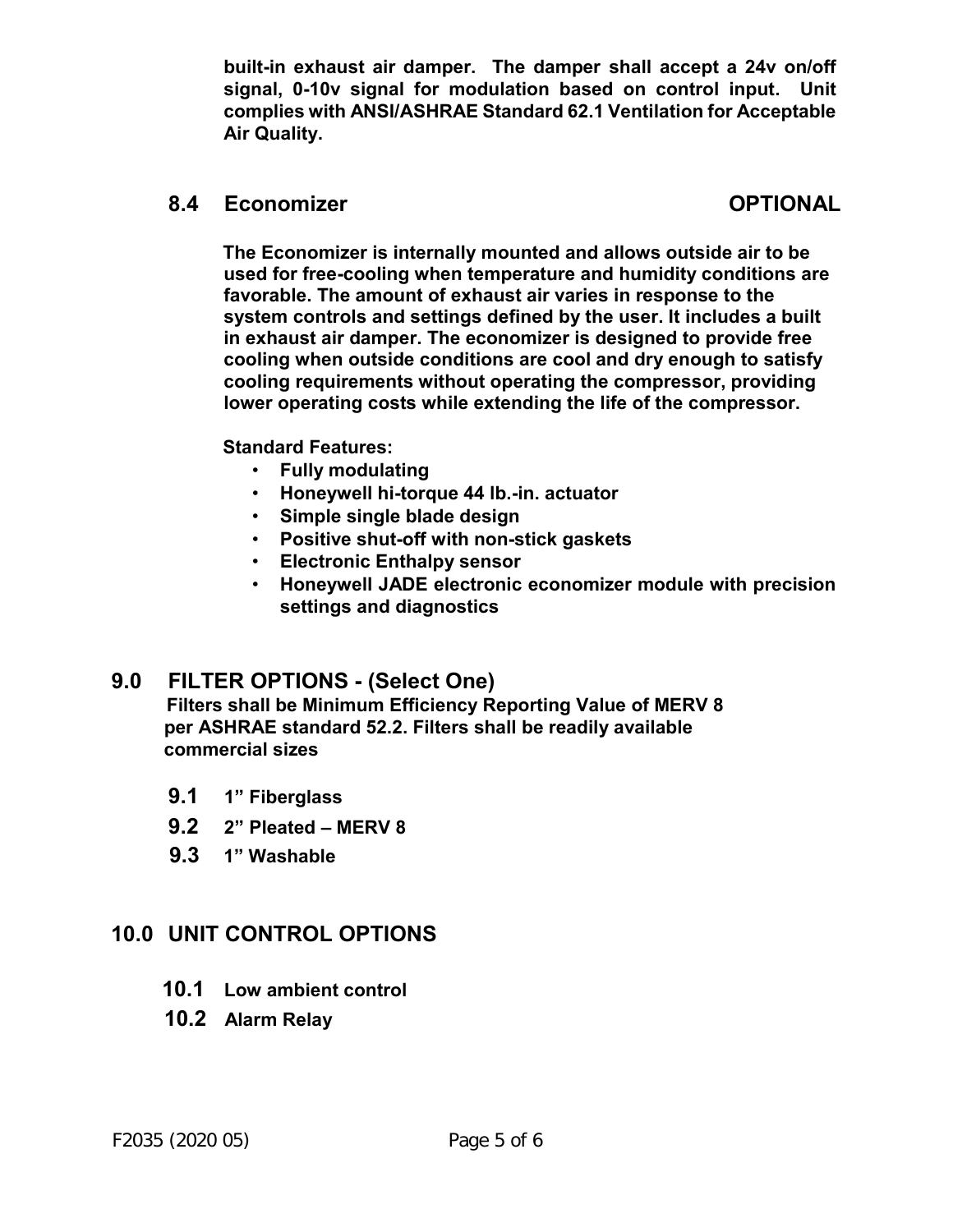**built-in exhaust air damper. The damper shall accept a 24v on/off signal, 0-10v signal for modulation based on control input. Unit complies with ANSI/ASHRAE Standard 62.1 Ventilation for Acceptable Air Quality.**

### 8.4 Economizer — OPTIONAL

**The Economizer is internally mounted and allows outside air to be used for free-cooling when temperature and humidity conditions are favorable. The amount of exhaust air varies in response to the system controls and settings defined by the user. It includes a built in exhaust air damper. The economizer is designed to provide free cooling when outside conditions are cool and dry enough to satisfy cooling requirements without operating the compressor, providing lower operating costs while extending the life of the compressor.**

**Standard Features:**

- **Fully modulating**
- **Honeywell hi-torque 44 lb.-in. actuator**
- **Simple single blade design**
- **Positive shut-off with non-stick gaskets**
- **Electronic Enthalpy sensor**
- **Honeywell JADE electronic economizer module with precision settings and diagnostics**

## 9.0 FILTER OPTIONS - (Select One)

**Filters shall be Minimum Efficiency Reporting Value of MERV 8 per ASHRAE standard 52.2. Filters shall be readily available commercial sizes**

- **9.1** **1" Fiberglass**
- **9.2** **2" Pleated – MERV 8**
- **9.3** **1" Washable**

## 10.0 UNIT CONTROL OPTIONS

- **10.1** **Low ambient control**
- **10.2** **Alarm Relay**

F2035 (2020 05)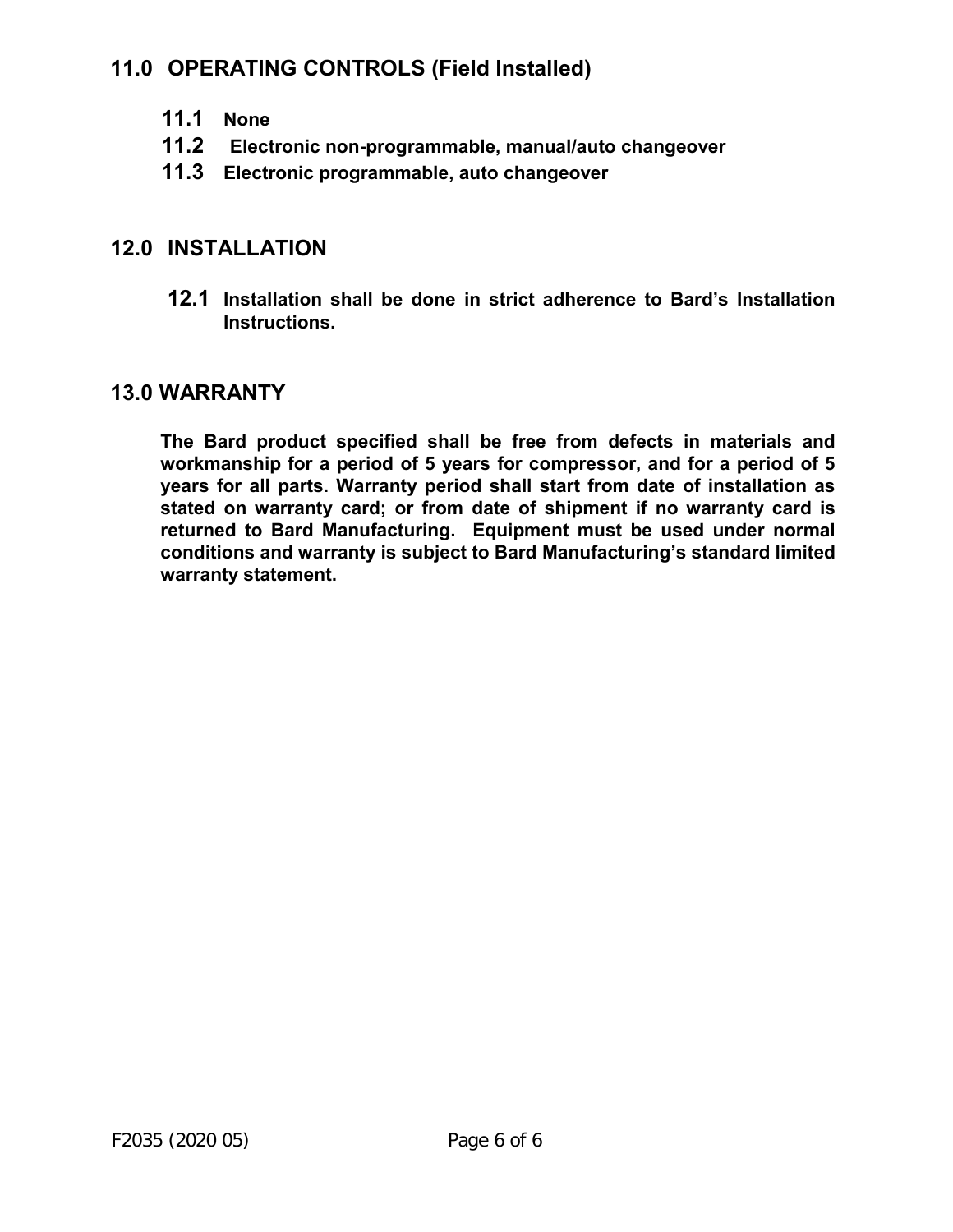## 11.0 OPERATING CONTROLS (Field Installed)

**11.1** **None**

**11.2** **Electronic non-programmable, manual/auto changeover**

**11.3** **Electronic programmable, auto changeover**

## 12.0 INSTALLATION

**12.1** **Installation shall be done in strict adherence to Bard's Installation Instructions.**

## 13.0 WARRANTY

**The Bard product specified shall be free from defects in materials and workmanship for a period of 5 years for compressor, and for a period of 5 years for all parts. Warranty period shall start from date of installation as stated on warranty card; or from date of shipment if no warranty card is returned to Bard Manufacturing. Equipment must be used under normal conditions and warranty is subject to Bard Manufacturing's standard limited warranty statement.**